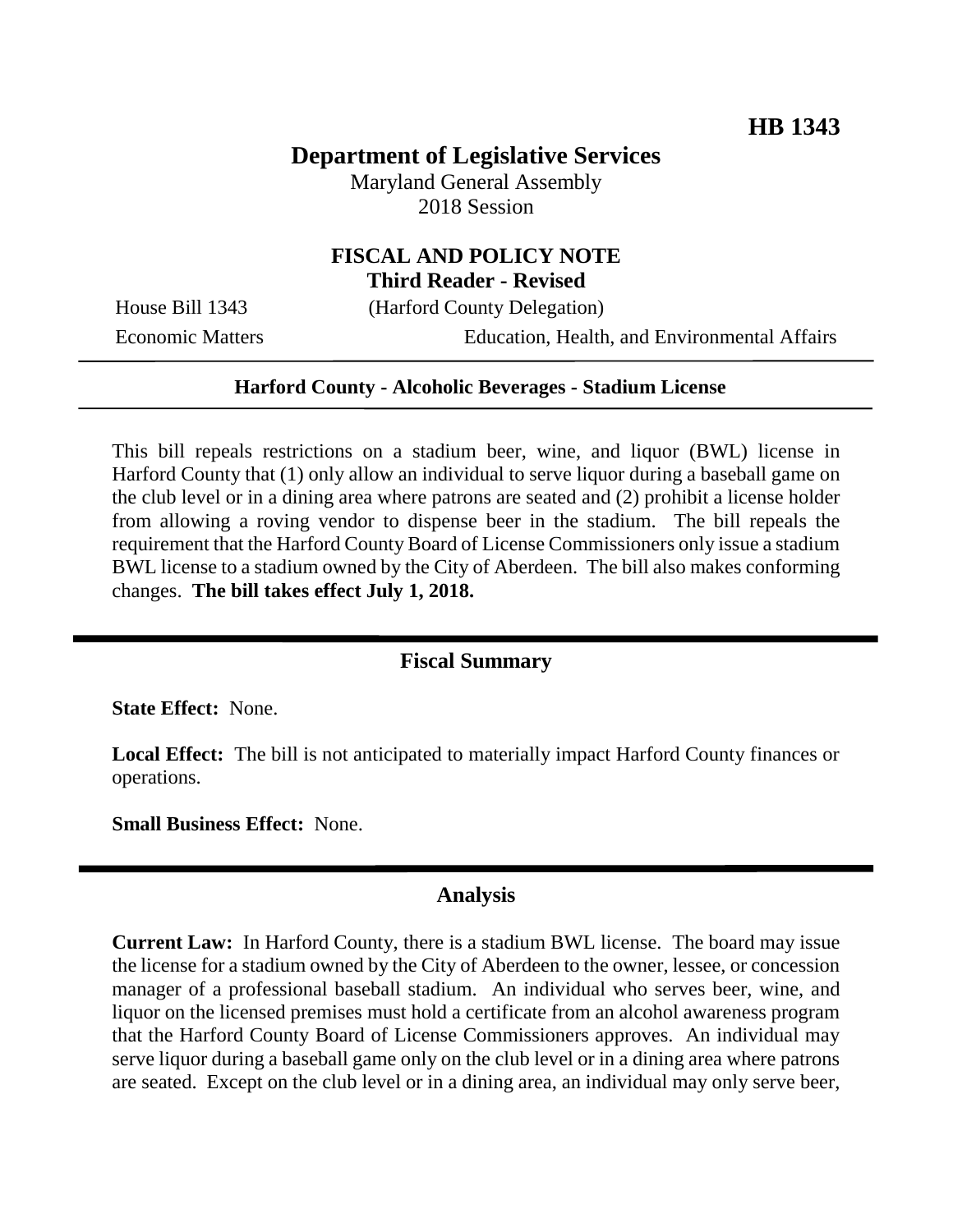**HB 1343**

# Department of Legislative Services

Maryland General Assembly
2018 Session

## FISCAL AND POLICY NOTE
**Third Reader - Revised**

House Bill 1343 (Harford County Delegation)

Economic Matters Education, Health, and Environmental Affairs

---

**Harford County - Alcoholic Beverages - Stadium License**

---

This bill repeals restrictions on a stadium beer, wine, and liquor (BWL) license in Harford County that (1) only allow an individual to serve liquor during a baseball game on the club level or in a dining area where patrons are seated and (2) prohibit a license holder from allowing a roving vendor to dispense beer in the stadium. The bill repeals the requirement that the Harford County Board of License Commissioners only issue a stadium BWL license to a stadium owned by the City of Aberdeen. The bill also makes conforming changes. **The bill takes effect July 1, 2018.**

## Fiscal Summary

**State Effect:** None.

**Local Effect:** The bill is not anticipated to materially impact Harford County finances or operations.

**Small Business Effect:** None.

## Analysis

**Current Law:** In Harford County, there is a stadium BWL license. The board may issue the license for a stadium owned by the City of Aberdeen to the owner, lessee, or concession manager of a professional baseball stadium. An individual who serves beer, wine, and liquor on the licensed premises must hold a certificate from an alcohol awareness program that the Harford County Board of License Commissioners approves. An individual may serve liquor during a baseball game only on the club level or in a dining area where patrons are seated. Except on the club level or in a dining area, an individual may only serve beer,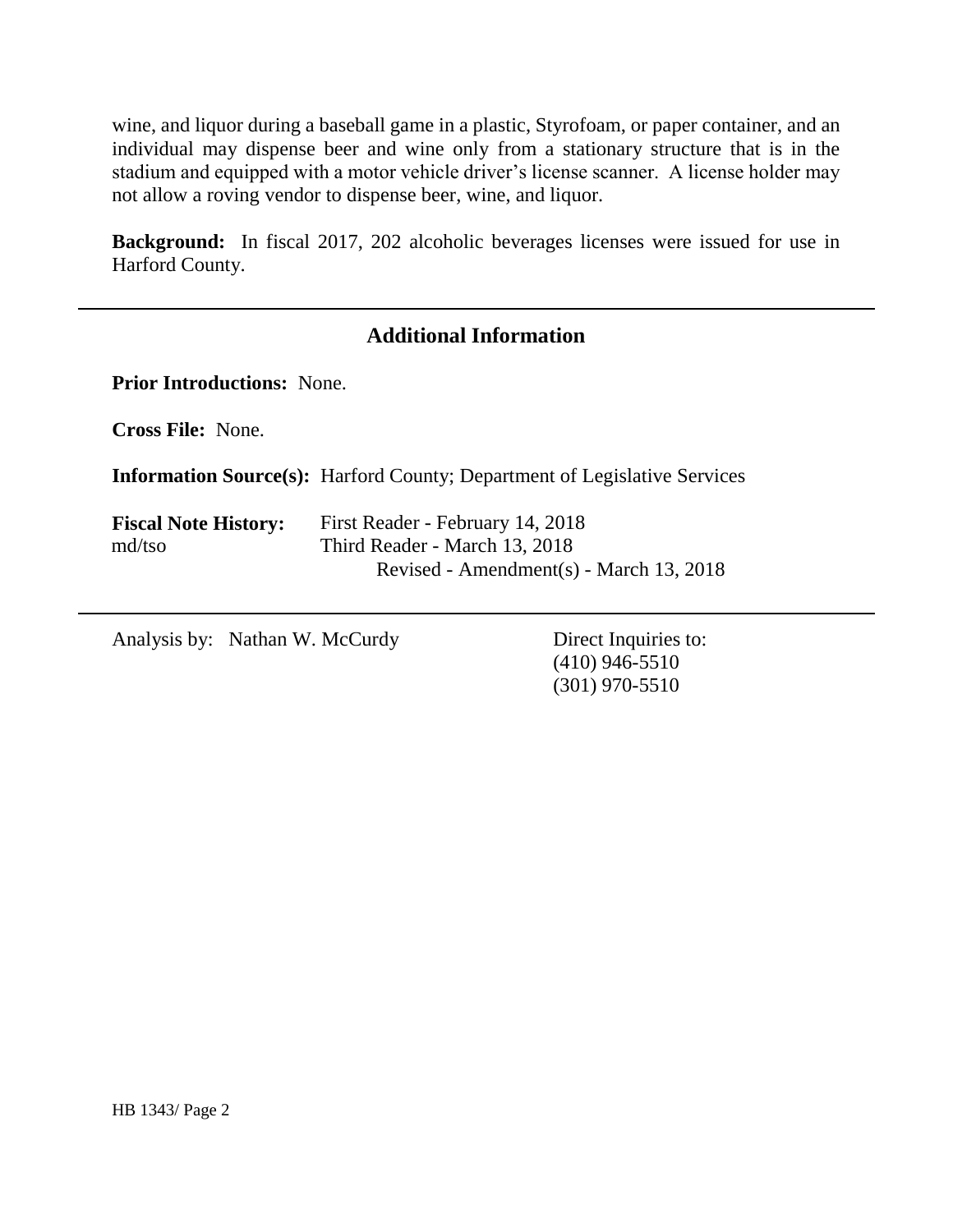wine, and liquor during a baseball game in a plastic, Styrofoam, or paper container, and an individual may dispense beer and wine only from a stationary structure that is in the stadium and equipped with a motor vehicle driver's license scanner. A license holder may not allow a roving vendor to dispense beer, wine, and liquor.

**Background:** In fiscal 2017, 202 alcoholic beverages licenses were issued for use in Harford County.

---

## Additional Information

**Prior Introductions:** None.

**Cross File:** None.

**Information Source(s):** Harford County; Department of Legislative Services

**Fiscal Note History:** First Reader - February 14, 2018
md/tso Third Reader - March 13, 2018
Revised - Amendment(s) - March 13, 2018

---

Analysis by: Nathan W. McCurdy

Direct Inquiries to:
(410) 946-5510
(301) 970-5510